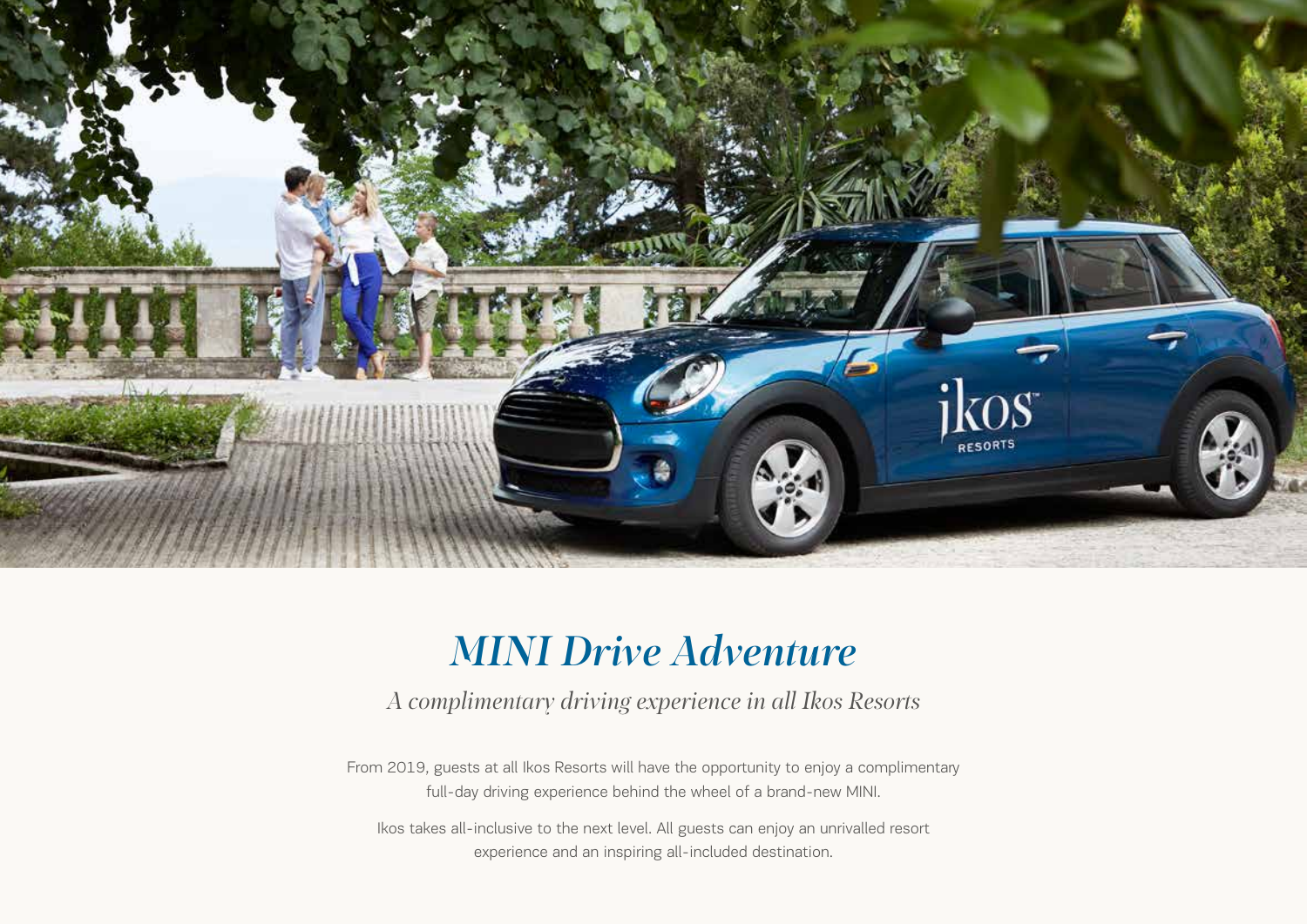# *MINI Drive Adventure*

*A complimentary driving experience in all Ikos Resorts*

From 2019, guests at all Ikos Resorts will have the opportunity to enjoy a complimentary full-day driving experience behind the wheel of a brand-new MINI.

Ikos takes all-inclusive to the next level. All guests can enjoy an unrivalled resort experience and an inspiring all-included destination.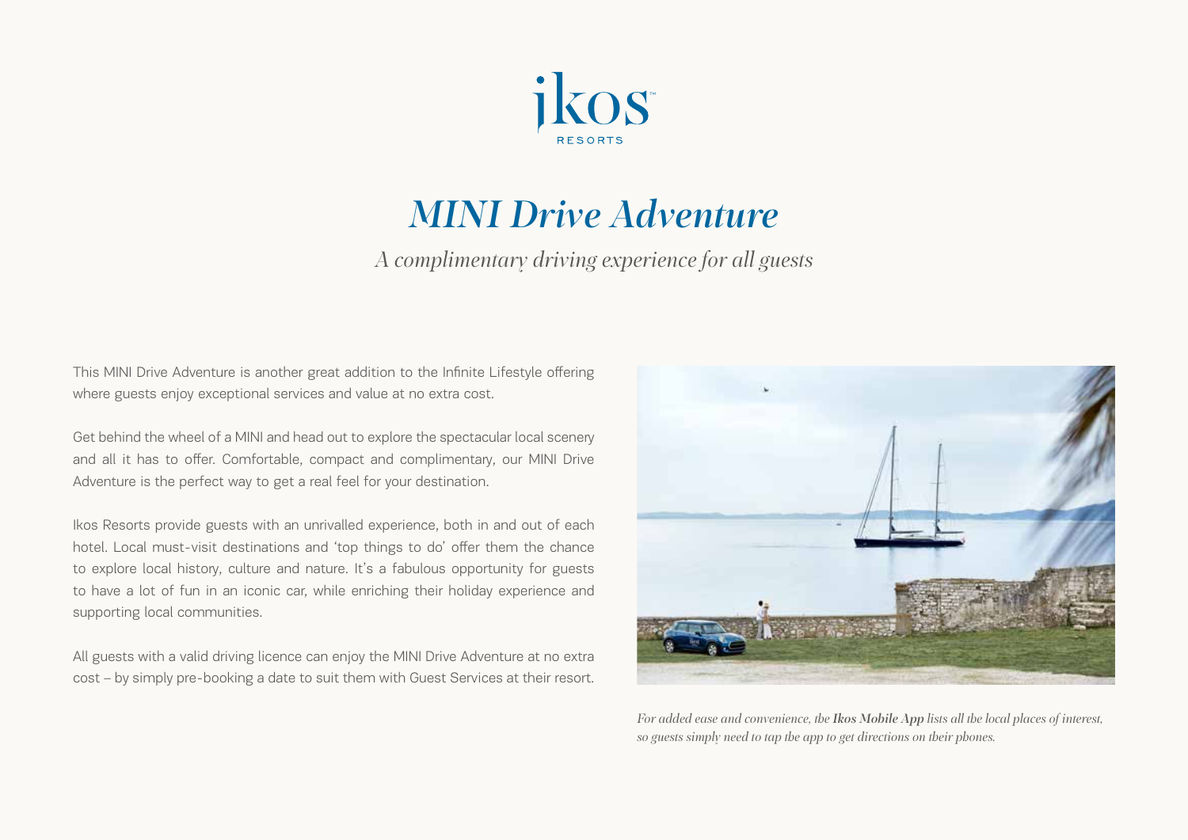ikos RESORTS

# *MINI Drive Adventure*

*A complimentary driving experience for all guests*

This MINI Drive Adventure is another great addition to the Infinite Lifestyle offering where guests enjoy exceptional services and value at no extra cost.

Get behind the wheel of a MINI and head out to explore the spectacular local scenery and all it has to offer. Comfortable, compact and complimentary, our MINI Drive Adventure is the perfect way to get a real feel for your destination.

Ikos Resorts provide guests with an unrivalled experience, both in and out of each hotel. Local must-visit destinations and 'top things to do' offer them the chance to explore local history, culture and nature. It's a fabulous opportunity for guests to have a lot of fun in an iconic car, while enriching their holiday experience and supporting local communities.

All guests with a valid driving licence can enjoy the MINI Drive Adventure at no extra cost – by simply pre-booking a date to suit them with Guest Services at their resort.

*For added ease and convenience, the **Ikos Mobile App** lists all the local places of interest, so guests simply need to tap the app to get directions on their phones.*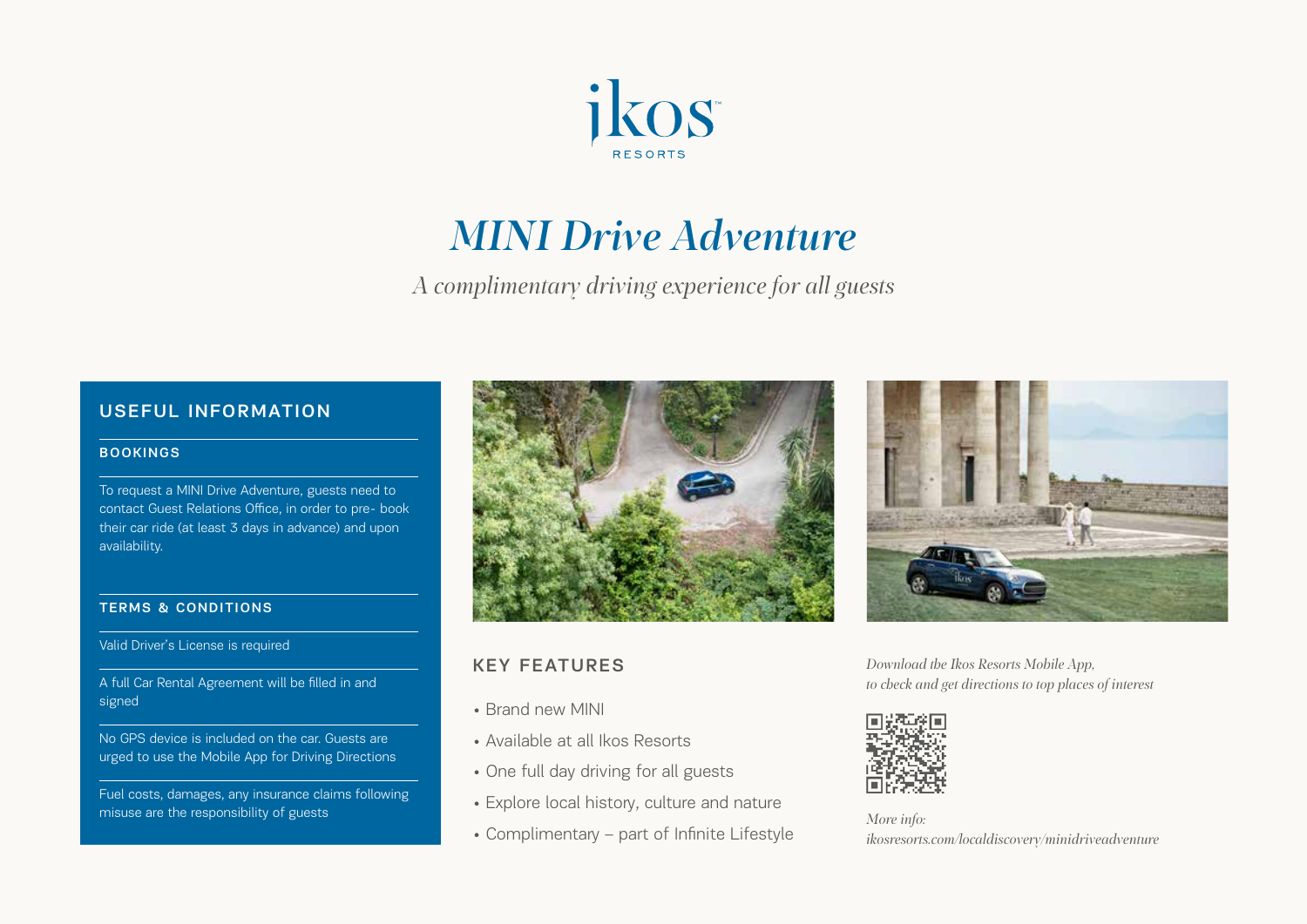ikos RESORTS

# *MINI Drive Adventure*

*A complimentary driving experience for all guests*

## USEFUL INFORMATION

### BOOKINGS

To request a MINI Drive Adventure, guests need to contact Guest Relations Office, in order to pre- book their car ride (at least 3 days in advance) and upon availability.

### TERMS & CONDITIONS

Valid Driver's License is required

A full Car Rental Agreement will be filled in and signed

No GPS device is included on the car. Guests are urged to use the Mobile App for Driving Directions

Fuel costs, damages, any insurance claims following misuse are the responsibility of guests

## KEY FEATURES

- Brand new MINI
- Available at all Ikos Resorts
- One full day driving for all guests
- Explore local history, culture and nature
- Complimentary – part of Infinite Lifestyle

*Download the Ikos Resorts Mobile App, to check and get directions to top places of interest*

*More info: ikosresorts.com/localdiscovery/minidriveadventure*